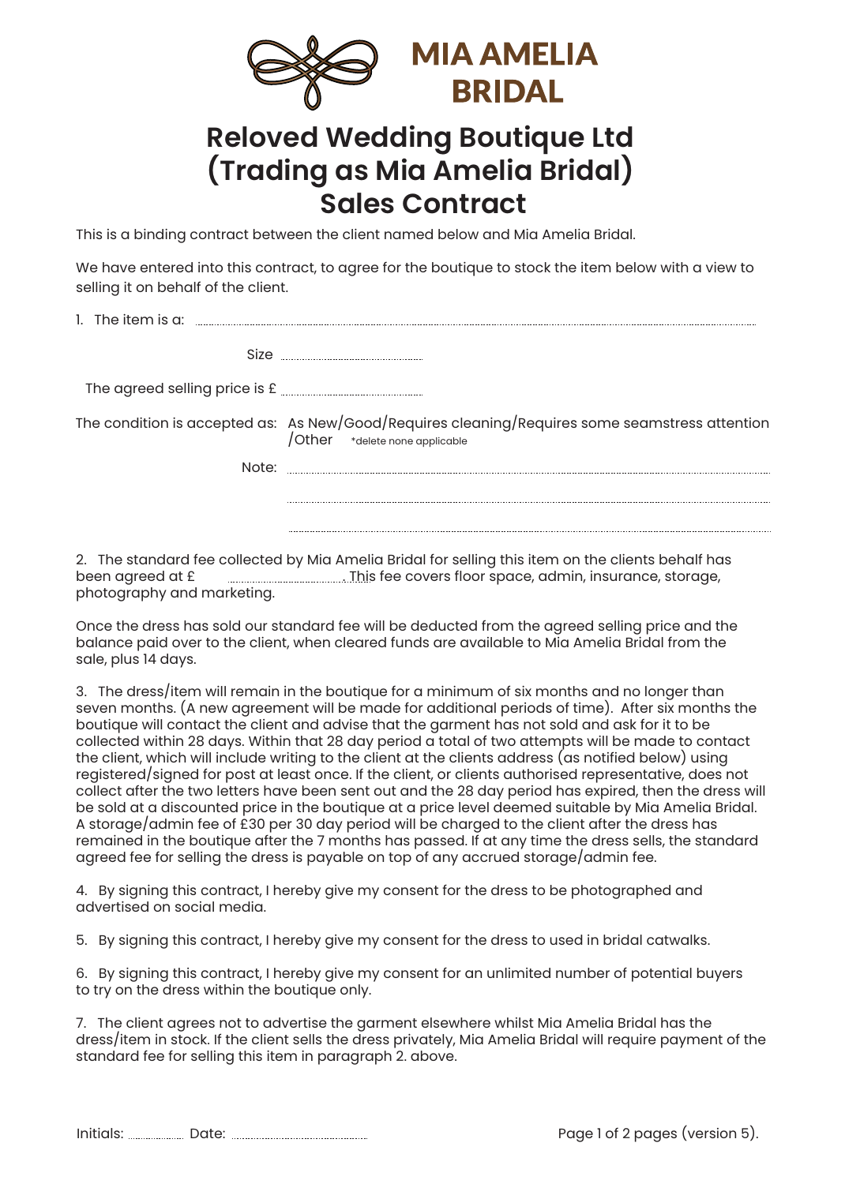# MIA AMELIA BRIDAL

# Reloved Wedding Boutique Ltd (Trading as Mia Amelia Bridal) Sales Contract

This is a binding contract between the client named below and Mia Amelia Bridal.

We have entered into this contract, to agree for the boutique to stock the item below with a view to selling it on behalf of the client.

1. The item is a: ..............................................................................................

Size ..................................

The agreed selling price is £ ..................................

The condition is accepted as: As New/Good/Requires cleaning/Requires some seamstress attention /Other *delete none applicable

Note: ..............................................................................................

..............................................................................................

..............................................................................................

2. The standard fee collected by Mia Amelia Bridal for selling this item on the clients behalf has been agreed at £ .................................. This fee covers floor space, admin, insurance, storage, photography and marketing.

Once the dress has sold our standard fee will be deducted from the agreed selling price and the balance paid over to the client, when cleared funds are available to Mia Amelia Bridal from the sale, plus 14 days.

3. The dress/item will remain in the boutique for a minimum of six months and no longer than seven months. (A new agreement will be made for additional periods of time). After six months the boutique will contact the client and advise that the garment has not sold and ask for it to be collected within 28 days. Within that 28 day period a total of two attempts will be made to contact the client, which will include writing to the client at the clients address (as notified below) using registered/signed for post at least once. If the client, or clients authorised representative, does not collect after the two letters have been sent out and the 28 day period has expired, then the dress will be sold at a discounted price in the boutique at a price level deemed suitable by Mia Amelia Bridal. A storage/admin fee of £30 per 30 day period will be charged to the client after the dress has remained in the boutique after the 7 months has passed. If at any time the dress sells, the standard agreed fee for selling the dress is payable on top of any accrued storage/admin fee.

4. By signing this contract, I hereby give my consent for the dress to be photographed and advertised on social media.

5. By signing this contract, I hereby give my consent for the dress to used in bridal catwalks.

6. By signing this contract, I hereby give my consent for an unlimited number of potential buyers to try on the dress within the boutique only.

7. The client agrees not to advertise the garment elsewhere whilst Mia Amelia Bridal has the dress/item in stock. If the client sells the dress privately, Mia Amelia Bridal will require payment of the standard fee for selling this item in paragraph 2. above.

Initials: .................. Date: ..................................

(version 5).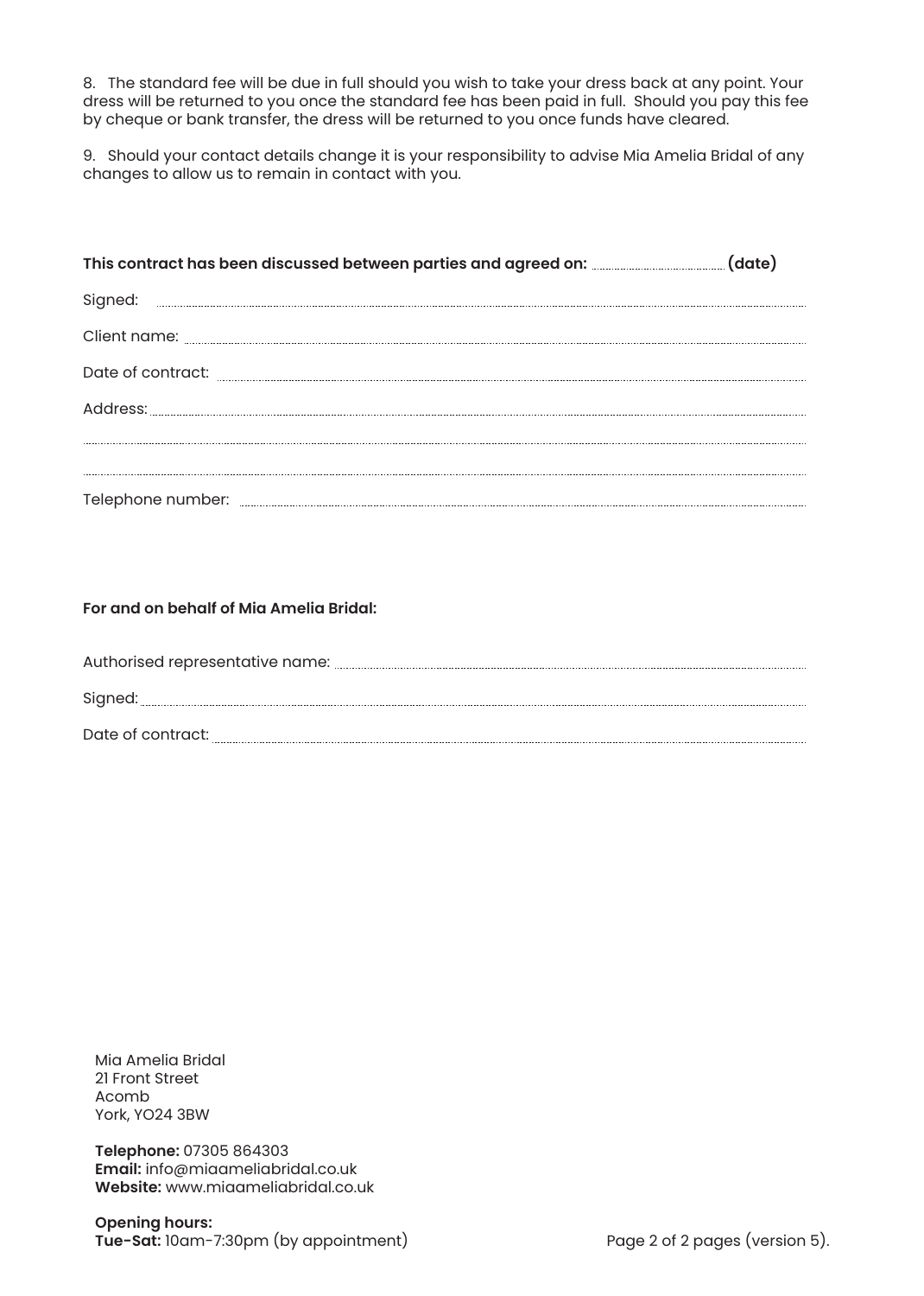8. The standard fee will be due in full should you wish to take your dress back at any point. Your dress will be returned to you once the standard fee has been paid in full. Should you pay this fee by cheque or bank transfer, the dress will be returned to you once funds have cleared.

9. Should your contact details change it is your responsibility to advise Mia Amelia Bridal of any changes to allow us to remain in contact with you.

**This contract has been discussed between parties and agreed on: ........................ (date)**

Signed: ........................................................................

Client name: ........................................................................

Date of contract: ........................................................................

Address: ........................................................................

........................................................................

........................................................................

Telephone number: ........................................................................

**For and on behalf of Mia Amelia Bridal:**

Authorised representative name: ........................................................................

Signed: ........................................................................

Date of contract: ........................................................................

Mia Amelia Bridal
21 Front Street
Acomb
York, YO24 3BW

**Telephone:** 07305 864303
**Email:** info@miaameliabridal.co.uk
**Website:** www.miaameliabridal.co.uk

**Opening hours:**
**Tue-Sat:** 10am-7:30pm (by appointment)

(version 5).